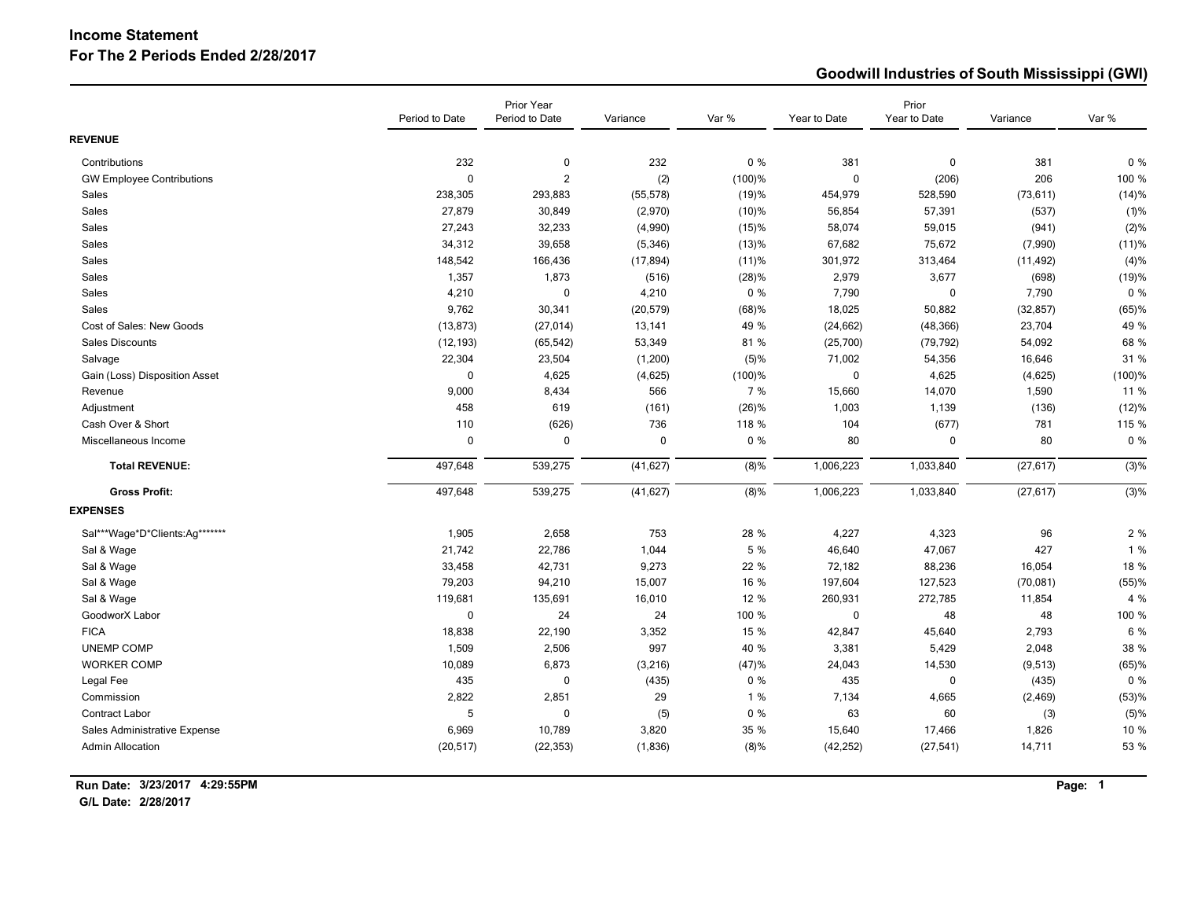# Income Statement
## For The 2 Periods Ended 2/28/2017

**Goodwill Industries of South Mississippi (GWI)**

| | Period to Date | Prior Year Period to Date | Variance | Var % | Year to Date | Prior Year to Date | Variance | Var % |
|---|---|---|---|---|---|---|---|---|
| **REVENUE** | | | | | | | | |
| Contributions | 232 | 0 | 232 | 0 % | 381 | 0 | 381 | 0 % |
| GW Employee Contributions | 0 | 2 | (2) | (100)% | 0 | (206) | 206 | 100 % |
| Sales | 238,305 | 293,883 | (55,578) | (19)% | 454,979 | 528,590 | (73,611) | (14)% |
| Sales | 27,879 | 30,849 | (2,970) | (10)% | 56,854 | 57,391 | (537) | (1)% |
| Sales | 27,243 | 32,233 | (4,990) | (15)% | 58,074 | 59,015 | (941) | (2)% |
| Sales | 34,312 | 39,658 | (5,346) | (13)% | 67,682 | 75,672 | (7,990) | (11)% |
| Sales | 148,542 | 166,436 | (17,894) | (11)% | 301,972 | 313,464 | (11,492) | (4)% |
| Sales | 1,357 | 1,873 | (516) | (28)% | 2,979 | 3,677 | (698) | (19)% |
| Sales | 4,210 | 0 | 4,210 | 0 % | 7,790 | 0 | 7,790 | 0 % |
| Sales | 9,762 | 30,341 | (20,579) | (68)% | 18,025 | 50,882 | (32,857) | (65)% |
| Cost of Sales: New Goods | (13,873) | (27,014) | 13,141 | 49 % | (24,662) | (48,366) | 23,704 | 49 % |
| Sales Discounts | (12,193) | (65,542) | 53,349 | 81 % | (25,700) | (79,792) | 54,092 | 68 % |
| Salvage | 22,304 | 23,504 | (1,200) | (5)% | 71,002 | 54,356 | 16,646 | 31 % |
| Gain (Loss) Disposition Asset | 0 | 4,625 | (4,625) | (100)% | 0 | 4,625 | (4,625) | (100)% |
| Revenue | 9,000 | 8,434 | 566 | 7 % | 15,660 | 14,070 | 1,590 | 11 % |
| Adjustment | 458 | 619 | (161) | (26)% | 1,003 | 1,139 | (136) | (12)% |
| Cash Over & Short | 110 | (626) | 736 | 118 % | 104 | (677) | 781 | 115 % |
| Miscellaneous Income | 0 | 0 | 0 | 0 % | 80 | 0 | 80 | 0 % |
| **Total REVENUE:** | 497,648 | 539,275 | (41,627) | (8)% | 1,006,223 | 1,033,840 | (27,617) | (3)% |
| **Gross Profit:** | 497,648 | 539,275 | (41,627) | (8)% | 1,006,223 | 1,033,840 | (27,617) | (3)% |
| **EXPENSES** | | | | | | | | |
| Sal***Wage*D*Clients:Ag******* | 1,905 | 2,658 | 753 | 28 % | 4,227 | 4,323 | 96 | 2 % |
| Sal & Wage | 21,742 | 22,786 | 1,044 | 5 % | 46,640 | 47,067 | 427 | 1 % |
| Sal & Wage | 33,458 | 42,731 | 9,273 | 22 % | 72,182 | 88,236 | 16,054 | 18 % |
| Sal & Wage | 79,203 | 94,210 | 15,007 | 16 % | 197,604 | 127,523 | (70,081) | (55)% |
| Sal & Wage | 119,681 | 135,691 | 16,010 | 12 % | 260,931 | 272,785 | 11,854 | 4 % |
| GoodworX Labor | 0 | 24 | 24 | 100 % | 0 | 48 | 48 | 100 % |
| FICA | 18,838 | 22,190 | 3,352 | 15 % | 42,847 | 45,640 | 2,793 | 6 % |
| UNEMP COMP | 1,509 | 2,506 | 997 | 40 % | 3,381 | 5,429 | 2,048 | 38 % |
| WORKER COMP | 10,089 | 6,873 | (3,216) | (47)% | 24,043 | 14,530 | (9,513) | (65)% |
| Legal Fee | 435 | 0 | (435) | 0 % | 435 | 0 | (435) | 0 % |
| Commission | 2,822 | 2,851 | 29 | 1 % | 7,134 | 4,665 | (2,469) | (53)% |
| Contract Labor | 5 | 0 | (5) | 0 % | 63 | 60 | (3) | (5)% |
| Sales Administrative Expense | 6,969 | 10,789 | 3,820 | 35 % | 15,640 | 17,466 | 1,826 | 10 % |
| Admin Allocation | (20,517) | (22,353) | (1,836) | (8)% | (42,252) | (27,541) | 14,711 | 53 % |

**Run Date: 3/23/2017 4:29:55PM**
**G/L Date: 2/28/2017**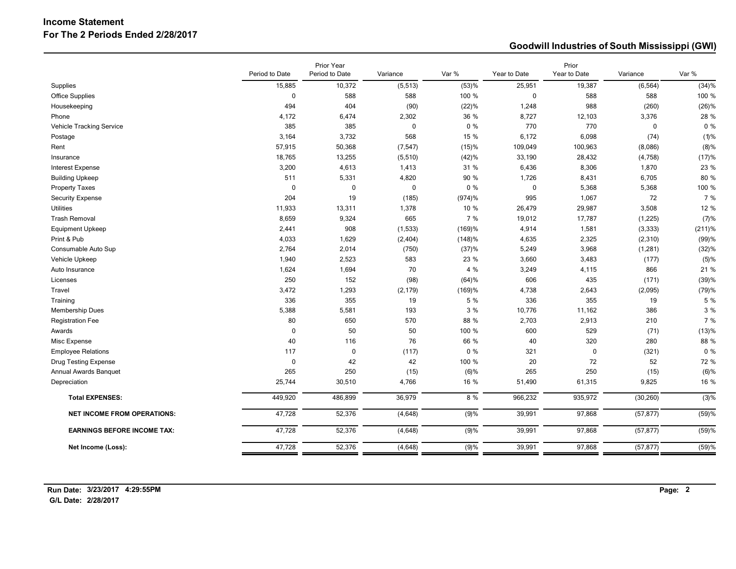**Income Statement**
**For The 2 Periods Ended 2/28/2017**

**Goodwill Industries of South Mississippi (GWI)**

| | Period to Date | Prior Year Period to Date | Variance | Var % | Year to Date | Prior Year to Date | Variance | Var % |
|---|---|---|---|---|---|---|---|---|
| Supplies | 15,885 | 10,372 | (5,513) | (53)% | 25,951 | 19,387 | (6,564) | (34)% |
| Office Supplies | 0 | 588 | 588 | 100 % | 0 | 588 | 588 | 100 % |
| Housekeeping | 494 | 404 | (90) | (22)% | 1,248 | 988 | (260) | (26)% |
| Phone | 4,172 | 6,474 | 2,302 | 36 % | 8,727 | 12,103 | 3,376 | 28 % |
| Vehicle Tracking Service | 385 | 385 | 0 | 0 % | 770 | 770 | 0 | 0 % |
| Postage | 3,164 | 3,732 | 568 | 15 % | 6,172 | 6,098 | (74) | (1)% |
| Rent | 57,915 | 50,368 | (7,547) | (15)% | 109,049 | 100,963 | (8,086) | (8)% |
| Insurance | 18,765 | 13,255 | (5,510) | (42)% | 33,190 | 28,432 | (4,758) | (17)% |
| Interest Expense | 3,200 | 4,613 | 1,413 | 31 % | 6,436 | 8,306 | 1,870 | 23 % |
| Building Upkeep | 511 | 5,331 | 4,820 | 90 % | 1,726 | 8,431 | 6,705 | 80 % |
| Property Taxes | 0 | 0 | 0 | 0 % | 0 | 5,368 | 5,368 | 100 % |
| Security Expense | 204 | 19 | (185) | (974)% | 995 | 1,067 | 72 | 7 % |
| Utilities | 11,933 | 13,311 | 1,378 | 10 % | 26,479 | 29,987 | 3,508 | 12 % |
| Trash Removal | 8,659 | 9,324 | 665 | 7 % | 19,012 | 17,787 | (1,225) | (7)% |
| Equipment Upkeep | 2,441 | 908 | (1,533) | (169)% | 4,914 | 1,581 | (3,333) | (211)% |
| Print & Pub | 4,033 | 1,629 | (2,404) | (148)% | 4,635 | 2,325 | (2,310) | (99)% |
| Consumable Auto Sup | 2,764 | 2,014 | (750) | (37)% | 5,249 | 3,968 | (1,281) | (32)% |
| Vehicle Upkeep | 1,940 | 2,523 | 583 | 23 % | 3,660 | 3,483 | (177) | (5)% |
| Auto Insurance | 1,624 | 1,694 | 70 | 4 % | 3,249 | 4,115 | 866 | 21 % |
| Licenses | 250 | 152 | (98) | (64)% | 606 | 435 | (171) | (39)% |
| Travel | 3,472 | 1,293 | (2,179) | (169)% | 4,738 | 2,643 | (2,095) | (79)% |
| Training | 336 | 355 | 19 | 5 % | 336 | 355 | 19 | 5 % |
| Membership Dues | 5,388 | 5,581 | 193 | 3 % | 10,776 | 11,162 | 386 | 3 % |
| Registration Fee | 80 | 650 | 570 | 88 % | 2,703 | 2,913 | 210 | 7 % |
| Awards | 0 | 50 | 50 | 100 % | 600 | 529 | (71) | (13)% |
| Misc Expense | 40 | 116 | 76 | 66 % | 40 | 320 | 280 | 88 % |
| Employee Relations | 117 | 0 | (117) | 0 % | 321 | 0 | (321) | 0 % |
| Drug Testing Expense | 0 | 42 | 42 | 100 % | 20 | 72 | 52 | 72 % |
| Annual Awards Banquet | 265 | 250 | (15) | (6)% | 265 | 250 | (15) | (6)% |
| Depreciation | 25,744 | 30,510 | 4,766 | 16 % | 51,490 | 61,315 | 9,825 | 16 % |
| **Total EXPENSES:** | 449,920 | 486,899 | 36,979 | 8 % | 966,232 | 935,972 | (30,260) | (3)% |
| **NET INCOME FROM OPERATIONS:** | 47,728 | 52,376 | (4,648) | (9)% | 39,991 | 97,868 | (57,877) | (59)% |
| **EARNINGS BEFORE INCOME TAX:** | 47,728 | 52,376 | (4,648) | (9)% | 39,991 | 97,868 | (57,877) | (59)% |
| **Net Income (Loss):** | 47,728 | 52,376 | (4,648) | (9)% | 39,991 | 97,868 | (57,877) | (59)% |

**Run Date: 3/23/2017 4:29:55PM**
**G/L Date: 2/28/2017**